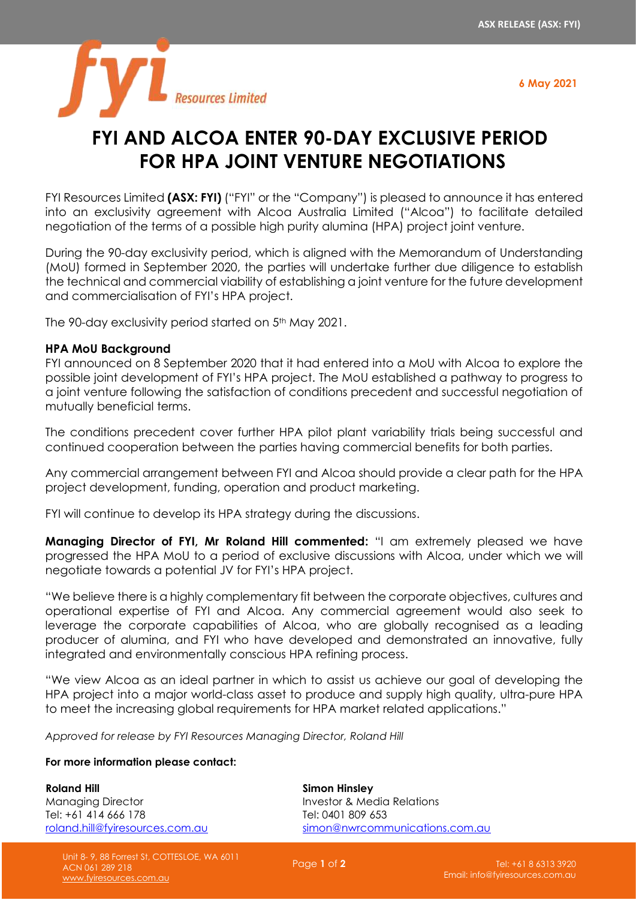6 May 2021

# FYI AND ALCOA ENTER 90-DAY EXCLUSIVE PERIOD FOR HPA JOINT VENTURE NEGOTIATIONS

FYI Resources Limited **(ASX: FYI)** ("FYI" or the "Company") is pleased to announce it has entered into an exclusivity agreement with Alcoa Australia Limited ("Alcoa") to facilitate detailed negotiation of the terms of a possible high purity alumina (HPA) project joint venture.

During the 90-day exclusivity period, which is aligned with the Memorandum of Understanding (MoU) formed in September 2020, the parties will undertake further due diligence to establish the technical and commercial viability of establishing a joint venture for the future development and commercialisation of FYI's HPA project.

The 90-day exclusivity period started on 5th May 2021.

**HPA MoU Background**

FYI announced on 8 September 2020 that it had entered into a MoU with Alcoa to explore the possible joint development of FYI's HPA project. The MoU established a pathway to progress to a joint venture following the satisfaction of conditions precedent and successful negotiation of mutually beneficial terms.

The conditions precedent cover further HPA pilot plant variability trials being successful and continued cooperation between the parties having commercial benefits for both parties.

Any commercial arrangement between FYI and Alcoa should provide a clear path for the HPA project development, funding, operation and product marketing.

FYI will continue to develop its HPA strategy during the discussions.

**Managing Director of FYI, Mr Roland Hill commented:** "I am extremely pleased we have progressed the HPA MoU to a period of exclusive discussions with Alcoa, under which we will negotiate towards a potential JV for FYI's HPA project.

"We believe there is a highly complementary fit between the corporate objectives, cultures and operational expertise of FYI and Alcoa. Any commercial agreement would also seek to leverage the corporate capabilities of Alcoa, who are globally recognised as a leading producer of alumina, and FYI who have developed and demonstrated an innovative, fully integrated and environmentally conscious HPA refining process.

"We view Alcoa as an ideal partner in which to assist us achieve our goal of developing the HPA project into a major world-class asset to produce and supply high quality, ultra-pure HPA to meet the increasing global requirements for HPA market related applications."

*Approved for release by FYI Resources Managing Director, Roland Hill*

**For more information please contact:**

**Roland Hill**
Managing Director
Tel: +61 414 666 178
roland.hill@fyiresources.com.au

**Simon Hinsley**
Investor & Media Relations
Tel: 0401 809 653
simon@nwrcommunications.com.au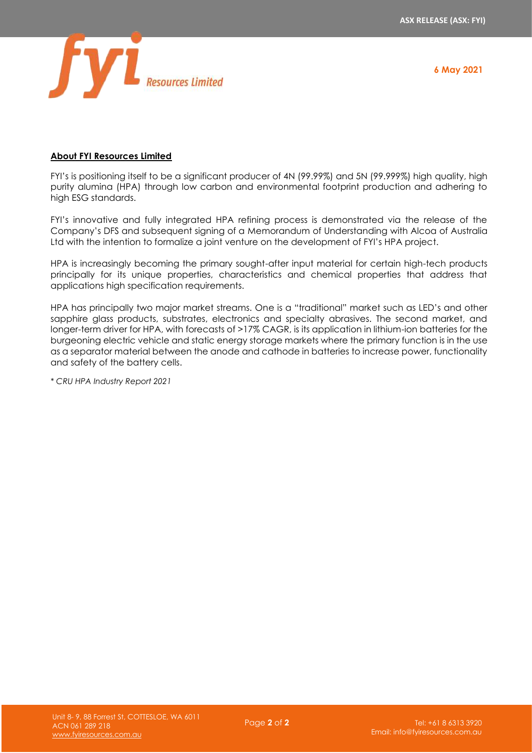## About FYI Resources Limited

FYI's is positioning itself to be a significant producer of 4N (99.99%) and 5N (99.999%) high quality, high purity alumina (HPA) through low carbon and environmental footprint production and adhering to high ESG standards.

FYI's innovative and fully integrated HPA refining process is demonstrated via the release of the Company's DFS and subsequent signing of a Memorandum of Understanding with Alcoa of Australia Ltd with the intention to formalize a joint venture on the development of FYI's HPA project.

HPA is increasingly becoming the primary sought-after input material for certain high-tech products principally for its unique properties, characteristics and chemical properties that address that applications high specification requirements.

HPA has principally two major market streams. One is a "traditional" market such as LED's and other sapphire glass products, substrates, electronics and specialty abrasives. The second market, and longer-term driver for HPA, with forecasts of >17% CAGR, is its application in lithium-ion batteries for the burgeoning electric vehicle and static energy storage markets where the primary function is in the use as a separator material between the anode and cathode in batteries to increase power, functionality and safety of the battery cells.

* *CRU HPA Industry Report 2021*